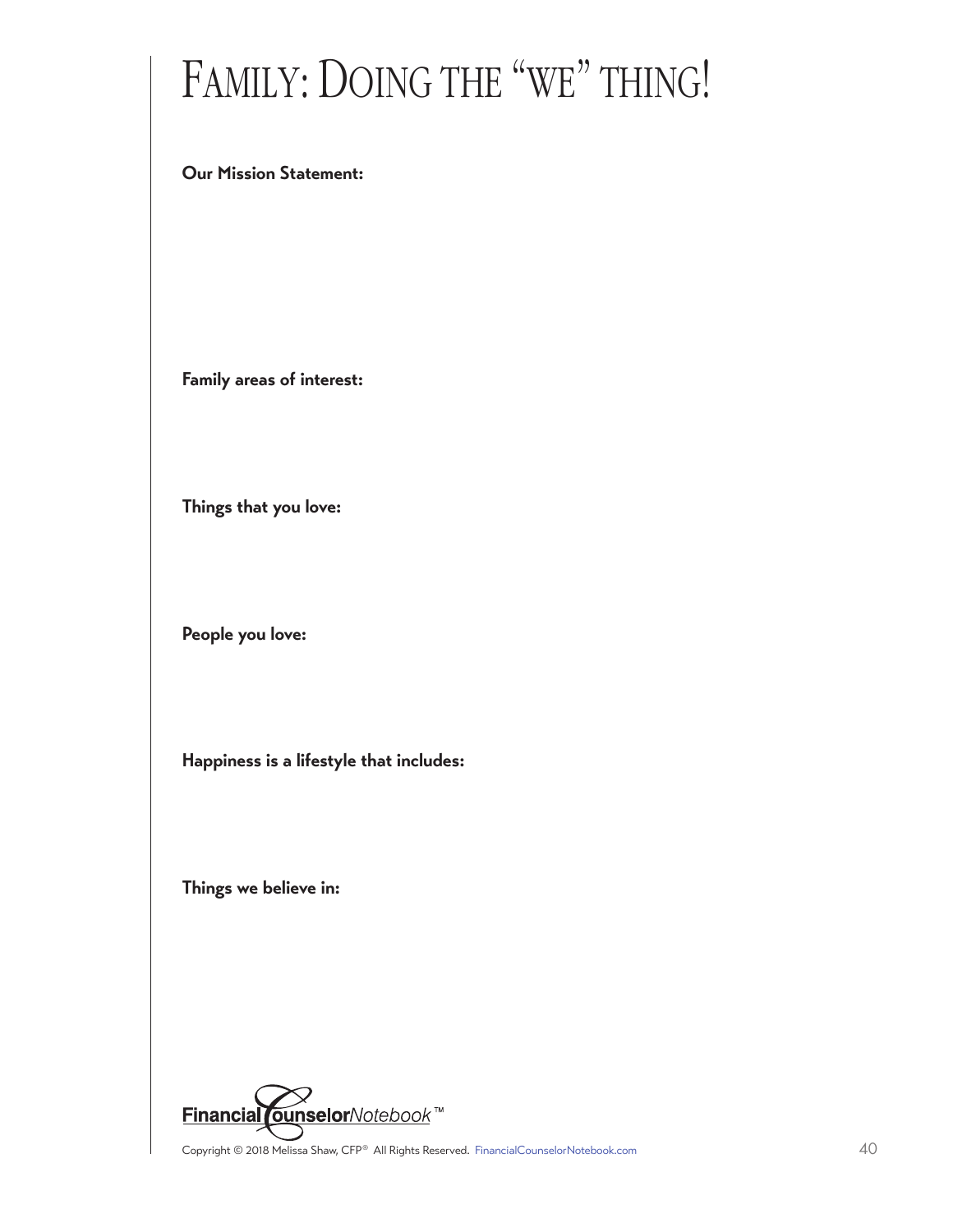# Family: Doing the "we" thing!

**Our Mission Statement:**

**Family areas of interest:**

**Things that you love:**

**People you love:**

**Happiness is a lifestyle that includes:**

**Things we believe in:**

Copyright © 2018 Melissa Shaw, CFP® All Rights Reserved. FinancialCounselorNotebook.com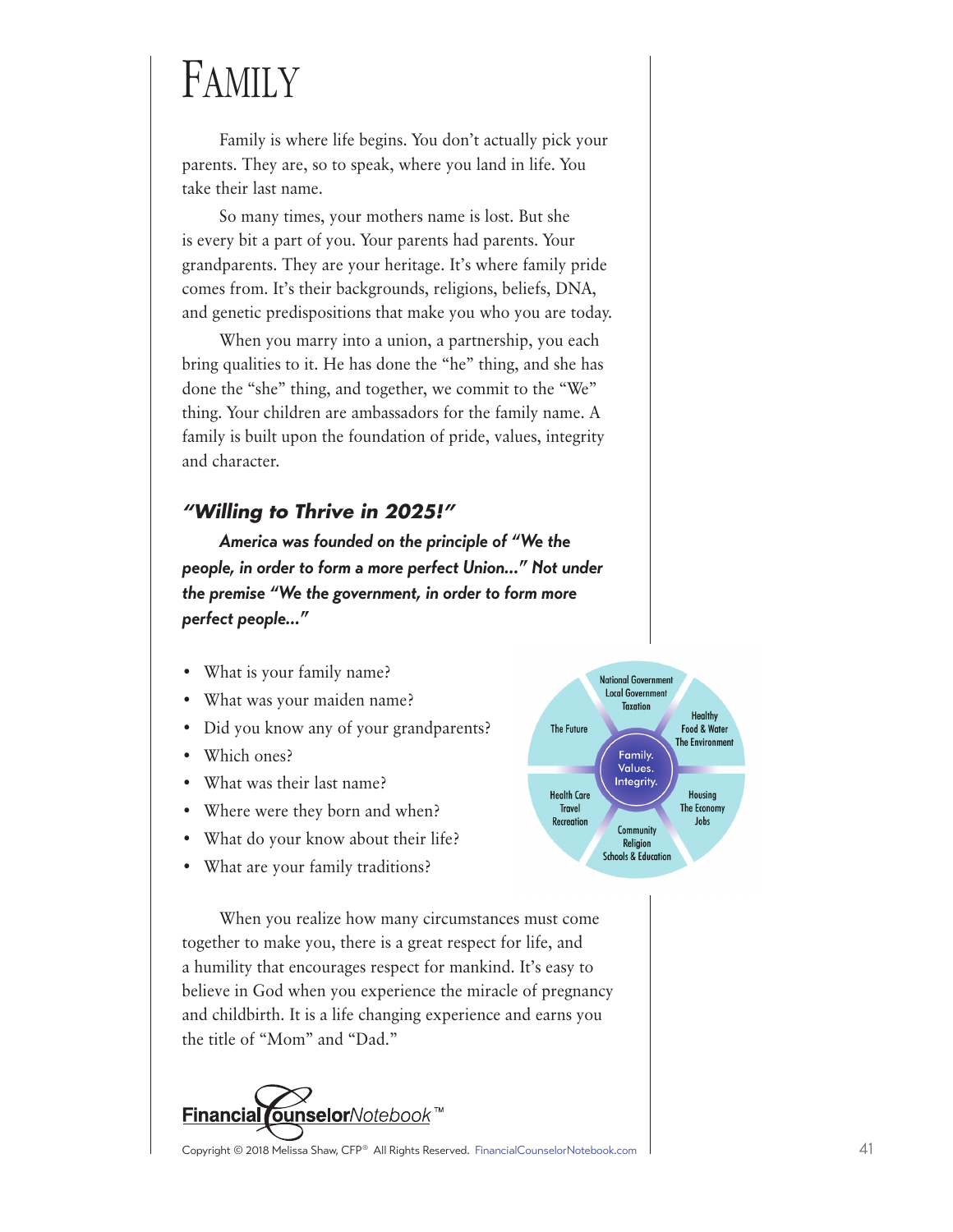# FAMILY

Family is where life begins. You don't actually pick your parents. They are, so to speak, where you land in life. You take their last name.

So many times, your mothers name is lost. But she is every bit a part of you. Your parents had parents. Your grandparents. They are your heritage. It's where family pride comes from. It's their backgrounds, religions, beliefs, DNA, and genetic predispositions that make you who you are today.

When you marry into a union, a partnership, you each bring qualities to it. He has done the "he" thing, and she has done the "she" thing, and together, we commit to the "We" thing. Your children are ambassadors for the family name. A family is built upon the foundation of pride, values, integrity and character.

## *"Willing to Thrive in 2025!"*

***America was founded on the principle of "We the people, in order to form a more perfect Union..." Not under the premise "We the government, in order to form more perfect people..."***

- What is your family name?
- What was your maiden name?
- Did you know any of your grandparents?
- Which ones?
- What was their last name?
- Where were they born and when?
- What do your know about their life?
- What are your family traditions?

National Government
Local Government
Taxation

Healthy
Food & Water
The Environment

Housing
The Economy
Jobs

Community
Religion
Schools & Education

Health Care
Travel
Recreation

The Future

Family.
Values.
Integrity.

When you realize how many circumstances must come together to make you, there is a great respect for life, and a humility that encourages respect for mankind. It's easy to believe in God when you experience the miracle of pregnancy and childbirth. It is a life changing experience and earns you the title of "Mom" and "Dad."

Financial CounselorNotebook™

Copyright © 2018 Melissa Shaw, CFP® All Rights Reserved. FinancialCounselorNotebook.com